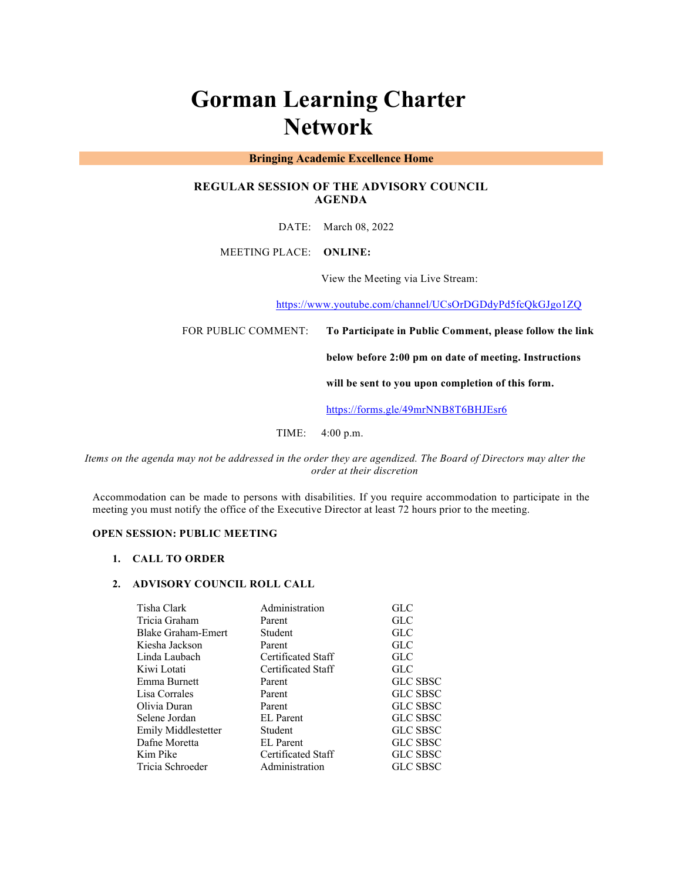# Gorman Learning Charter Network

**Bringing Academic Excellence Home**

**REGULAR SESSION OF THE ADVISORY COUNCIL AGENDA**

DATE: March 08, 2022

MEETING PLACE: **ONLINE:**

View the Meeting via Live Stream:

https://www.youtube.com/channel/UCsOrDGDdyPd5fcQkGJgo1ZQ

FOR PUBLIC COMMENT: **To Participate in Public Comment, please follow the link below before 2:00 pm on date of meeting. Instructions will be sent to you upon completion of this form.**

https://forms.gle/49mrNNB8T6BHJEsr6

TIME: 4:00 p.m.

*Items on the agenda may not be addressed in the order they are agendized. The Board of Directors may alter the order at their discretion*

Accommodation can be made to persons with disabilities. If you require accommodation to participate in the meeting you must notify the office of the Executive Director at least 72 hours prior to the meeting.

**OPEN SESSION: PUBLIC MEETING**

1. **CALL TO ORDER**

2. **ADVISORY COUNCIL ROLL CALL**

| | | |
|---|---|---|
| Tisha Clark | Administration | GLC |
| Tricia Graham | Parent | GLC |
| Blake Graham-Emert | Student | GLC |
| Kiesha Jackson | Parent | GLC |
| Linda Laubach | Certificated Staff | GLC |
| Kiwi Lotati | Certificated Staff | GLC |
| Emma Burnett | Parent | GLC SBSC |
| Lisa Corrales | Parent | GLC SBSC |
| Olivia Duran | Parent | GLC SBSC |
| Selene Jordan | EL Parent | GLC SBSC |
| Emily Middlestetter | Student | GLC SBSC |
| Dafne Moretta | EL Parent | GLC SBSC |
| Kim Pike | Certificated Staff | GLC SBSC |
| Tricia Schroeder | Administration | GLC SBSC |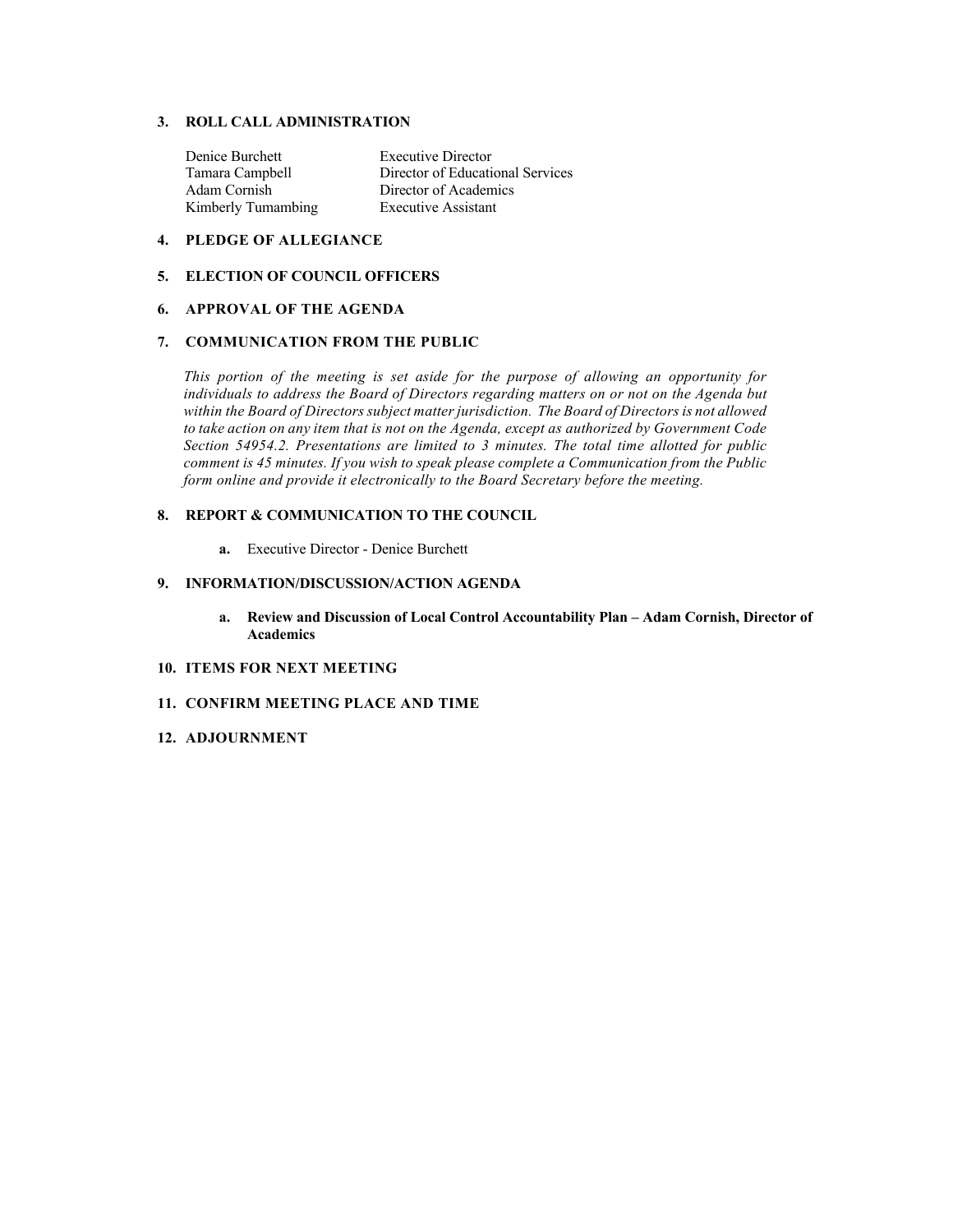**3. ROLL CALL ADMINISTRATION**

| | |
|---|---|
| Denice Burchett | Executive Director |
| Tamara Campbell | Director of Educational Services |
| Adam Cornish | Director of Academics |
| Kimberly Tumambing | Executive Assistant |

**4. PLEDGE OF ALLEGIANCE**

**5. ELECTION OF COUNCIL OFFICERS**

**6. APPROVAL OF THE AGENDA**

**7. COMMUNICATION FROM THE PUBLIC**

*This portion of the meeting is set aside for the purpose of allowing an opportunity for individuals to address the Board of Directors regarding matters on or not on the Agenda but within the Board of Directors subject matter jurisdiction. The Board of Directors is not allowed to take action on any item that is not on the Agenda, except as authorized by Government Code Section 54954.2. Presentations are limited to 3 minutes. The total time allotted for public comment is 45 minutes. If you wish to speak please complete a Communication from the Public form online and provide it electronically to the Board Secretary before the meeting.*

**8. REPORT & COMMUNICATION TO THE COUNCIL**

**a.** Executive Director - Denice Burchett

**9. INFORMATION/DISCUSSION/ACTION AGENDA**

**a. Review and Discussion of Local Control Accountability Plan – Adam Cornish, Director of Academics**

**10. ITEMS FOR NEXT MEETING**

**11. CONFIRM MEETING PLACE AND TIME**

**12. ADJOURNMENT**